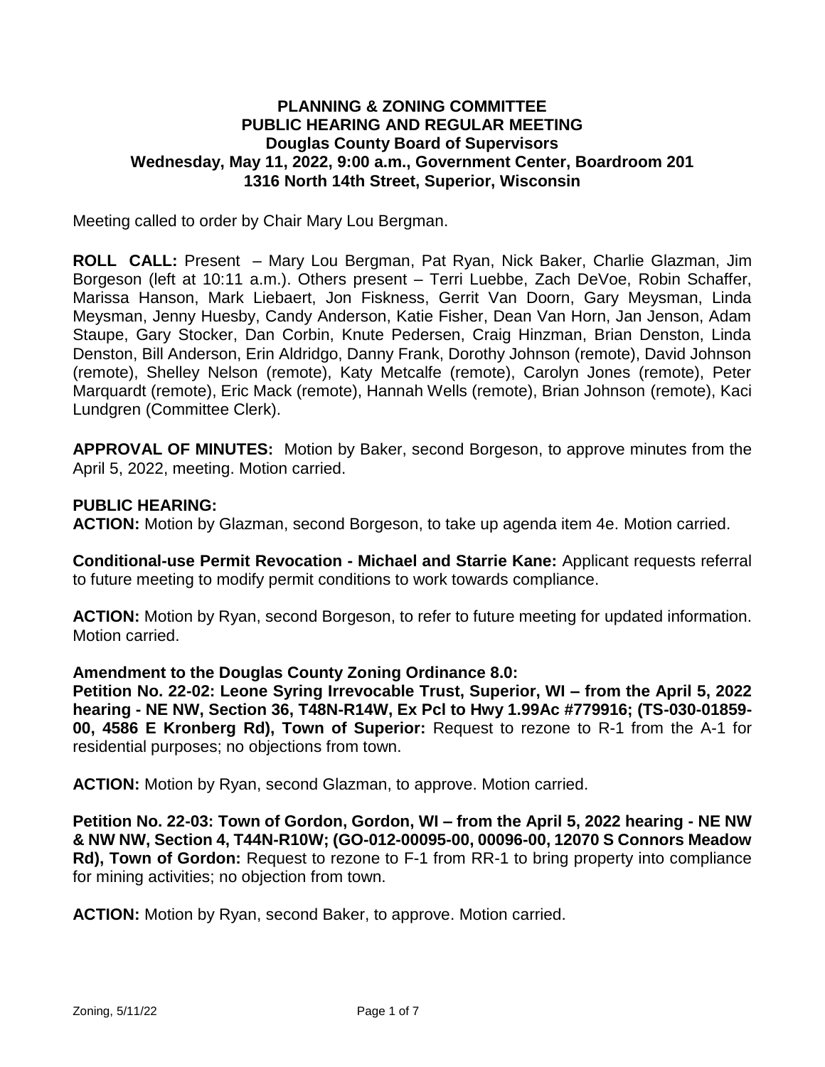**PLANNING & ZONING COMMITTEE**
**PUBLIC HEARING AND REGULAR MEETING**
**Douglas County Board of Supervisors**
**Wednesday, May 11, 2022, 9:00 a.m., Government Center, Boardroom 201**
**1316 North 14th Street, Superior, Wisconsin**

Meeting called to order by Chair Mary Lou Bergman.

**ROLL CALL:** Present – Mary Lou Bergman, Pat Ryan, Nick Baker, Charlie Glazman, Jim Borgeson (left at 10:11 a.m.). Others present – Terri Luebbe, Zach DeVoe, Robin Schaffer, Marissa Hanson, Mark Liebaert, Jon Fiskness, Gerrit Van Doorn, Gary Meysman, Linda Meysman, Jenny Huesby, Candy Anderson, Katie Fisher, Dean Van Horn, Jan Jenson, Adam Staupe, Gary Stocker, Dan Corbin, Knute Pedersen, Craig Hinzman, Brian Denston, Linda Denston, Bill Anderson, Erin Aldridgo, Danny Frank, Dorothy Johnson (remote), David Johnson (remote), Shelley Nelson (remote), Katy Metcalfe (remote), Carolyn Jones (remote), Peter Marquardt (remote), Eric Mack (remote), Hannah Wells (remote), Brian Johnson (remote), Kaci Lundgren (Committee Clerk).

**APPROVAL OF MINUTES:** Motion by Baker, second Borgeson, to approve minutes from the April 5, 2022, meeting. Motion carried.

**PUBLIC HEARING:**
**ACTION:** Motion by Glazman, second Borgeson, to take up agenda item 4e. Motion carried.

**Conditional-use Permit Revocation - Michael and Starrie Kane:** Applicant requests referral to future meeting to modify permit conditions to work towards compliance.

**ACTION:** Motion by Ryan, second Borgeson, to refer to future meeting for updated information. Motion carried.

**Amendment to the Douglas County Zoning Ordinance 8.0:**
**Petition No. 22-02: Leone Syring Irrevocable Trust, Superior, WI – from the April 5, 2022 hearing - NE NW, Section 36, T48N-R14W, Ex Pcl to Hwy 1.99Ac #779916; (TS-030-01859-00, 4586 E Kronberg Rd), Town of Superior:** Request to rezone to R-1 from the A-1 for residential purposes; no objections from town.

**ACTION:** Motion by Ryan, second Glazman, to approve. Motion carried.

**Petition No. 22-03: Town of Gordon, Gordon, WI – from the April 5, 2022 hearing - NE NW & NW NW, Section 4, T44N-R10W; (GO-012-00095-00, 00096-00, 12070 S Connors Meadow Rd), Town of Gordon:** Request to rezone to F-1 from RR-1 to bring property into compliance for mining activities; no objection from town.

**ACTION:** Motion by Ryan, second Baker, to approve. Motion carried.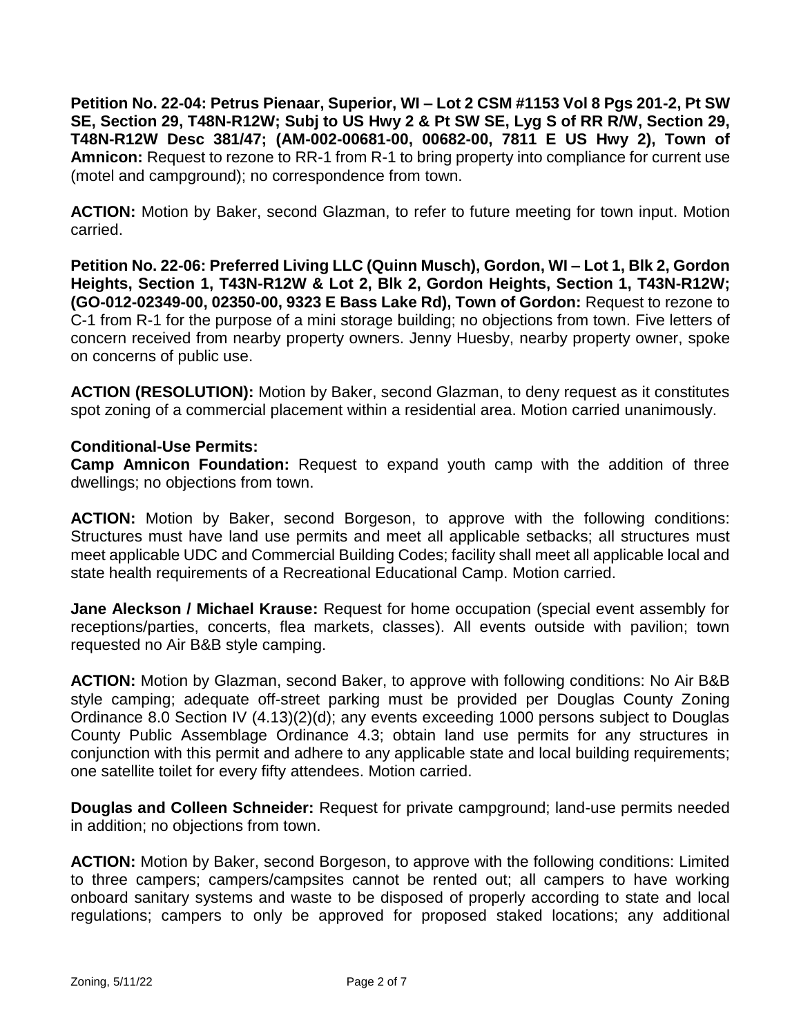**Petition No. 22-04: Petrus Pienaar, Superior, WI – Lot 2 CSM #1153 Vol 8 Pgs 201-2, Pt SW SE, Section 29, T48N-R12W; Subj to US Hwy 2 & Pt SW SE, Lyg S of RR R/W, Section 29, T48N-R12W Desc 381/47; (AM-002-00681-00, 00682-00, 7811 E US Hwy 2), Town of Amnicon:** Request to rezone to RR-1 from R-1 to bring property into compliance for current use (motel and campground); no correspondence from town.

**ACTION:** Motion by Baker, second Glazman, to refer to future meeting for town input. Motion carried.

**Petition No. 22-06: Preferred Living LLC (Quinn Musch), Gordon, WI – Lot 1, Blk 2, Gordon Heights, Section 1, T43N-R12W & Lot 2, Blk 2, Gordon Heights, Section 1, T43N-R12W; (GO-012-02349-00, 02350-00, 9323 E Bass Lake Rd), Town of Gordon:** Request to rezone to C-1 from R-1 for the purpose of a mini storage building; no objections from town. Five letters of concern received from nearby property owners. Jenny Huesby, nearby property owner, spoke on concerns of public use.

**ACTION (RESOLUTION):** Motion by Baker, second Glazman, to deny request as it constitutes spot zoning of a commercial placement within a residential area. Motion carried unanimously.

**Conditional-Use Permits:**

**Camp Amnicon Foundation:** Request to expand youth camp with the addition of three dwellings; no objections from town.

**ACTION:** Motion by Baker, second Borgeson, to approve with the following conditions: Structures must have land use permits and meet all applicable setbacks; all structures must meet applicable UDC and Commercial Building Codes; facility shall meet all applicable local and state health requirements of a Recreational Educational Camp. Motion carried.

**Jane Aleckson / Michael Krause:** Request for home occupation (special event assembly for receptions/parties, concerts, flea markets, classes). All events outside with pavilion; town requested no Air B&B style camping.

**ACTION:** Motion by Glazman, second Baker, to approve with following conditions: No Air B&B style camping; adequate off-street parking must be provided per Douglas County Zoning Ordinance 8.0 Section IV (4.13)(2)(d); any events exceeding 1000 persons subject to Douglas County Public Assemblage Ordinance 4.3; obtain land use permits for any structures in conjunction with this permit and adhere to any applicable state and local building requirements; one satellite toilet for every fifty attendees. Motion carried.

**Douglas and Colleen Schneider:** Request for private campground; land-use permits needed in addition; no objections from town.

**ACTION:** Motion by Baker, second Borgeson, to approve with the following conditions: Limited to three campers; campers/campsites cannot be rented out; all campers to have working onboard sanitary systems and waste to be disposed of properly according to state and local regulations; campers to only be approved for proposed staked locations; any additional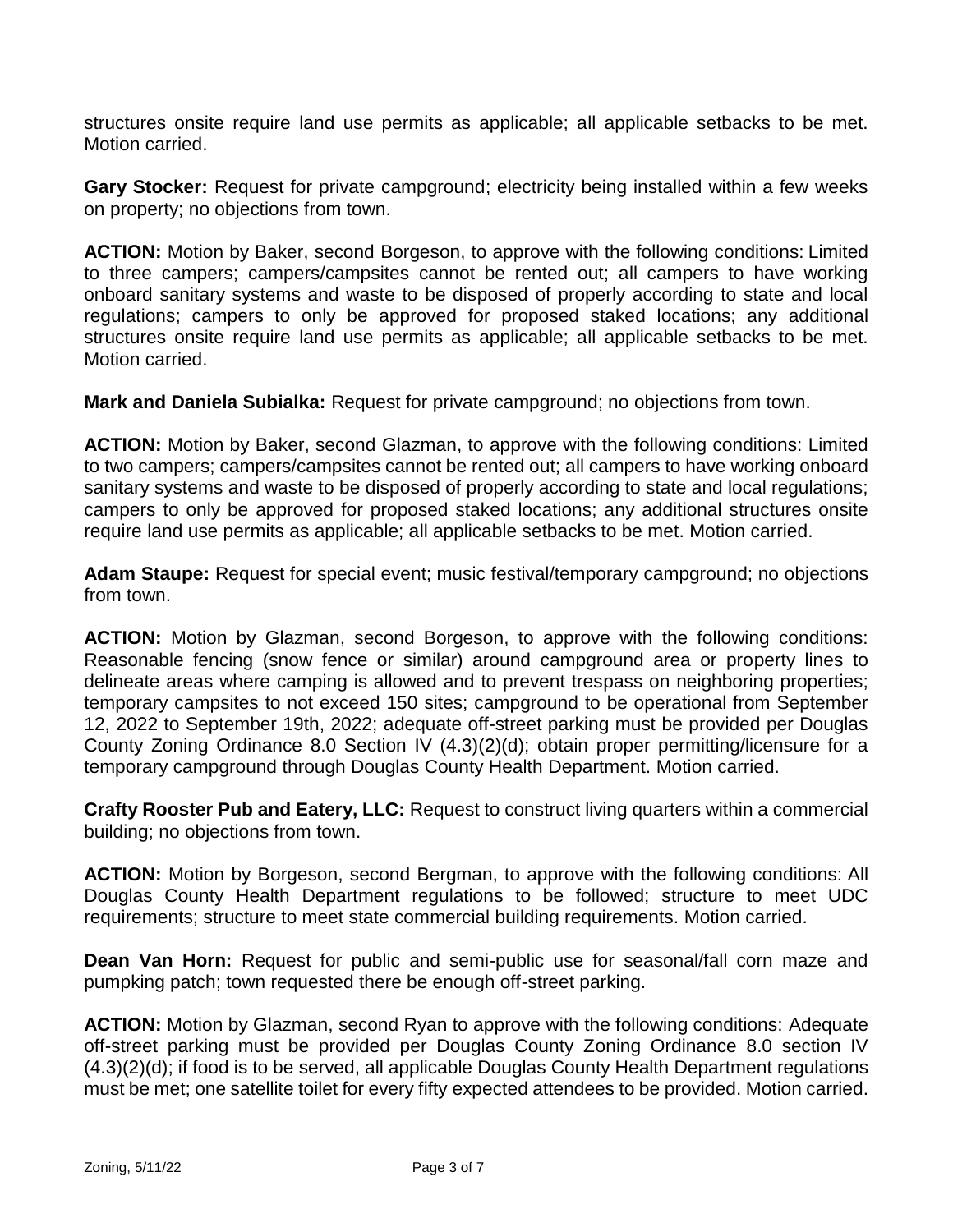structures onsite require land use permits as applicable; all applicable setbacks to be met. Motion carried.

**Gary Stocker:** Request for private campground; electricity being installed within a few weeks on property; no objections from town.

**ACTION:** Motion by Baker, second Borgeson, to approve with the following conditions: Limited to three campers; campers/campsites cannot be rented out; all campers to have working onboard sanitary systems and waste to be disposed of properly according to state and local regulations; campers to only be approved for proposed staked locations; any additional structures onsite require land use permits as applicable; all applicable setbacks to be met. Motion carried.

**Mark and Daniela Subialka:** Request for private campground; no objections from town.

**ACTION:** Motion by Baker, second Glazman, to approve with the following conditions: Limited to two campers; campers/campsites cannot be rented out; all campers to have working onboard sanitary systems and waste to be disposed of properly according to state and local regulations; campers to only be approved for proposed staked locations; any additional structures onsite require land use permits as applicable; all applicable setbacks to be met. Motion carried.

**Adam Staupe:** Request for special event; music festival/temporary campground; no objections from town.

**ACTION:** Motion by Glazman, second Borgeson, to approve with the following conditions: Reasonable fencing (snow fence or similar) around campground area or property lines to delineate areas where camping is allowed and to prevent trespass on neighboring properties; temporary campsites to not exceed 150 sites; campground to be operational from September 12, 2022 to September 19th, 2022; adequate off-street parking must be provided per Douglas County Zoning Ordinance 8.0 Section IV (4.3)(2)(d); obtain proper permitting/licensure for a temporary campground through Douglas County Health Department. Motion carried.

**Crafty Rooster Pub and Eatery, LLC:** Request to construct living quarters within a commercial building; no objections from town.

**ACTION:** Motion by Borgeson, second Bergman, to approve with the following conditions: All Douglas County Health Department regulations to be followed; structure to meet UDC requirements; structure to meet state commercial building requirements. Motion carried.

**Dean Van Horn:** Request for public and semi-public use for seasonal/fall corn maze and pumpking patch; town requested there be enough off-street parking.

**ACTION:** Motion by Glazman, second Ryan to approve with the following conditions: Adequate off-street parking must be provided per Douglas County Zoning Ordinance 8.0 section IV (4.3)(2)(d); if food is to be served, all applicable Douglas County Health Department regulations must be met; one satellite toilet for every fifty expected attendees to be provided. Motion carried.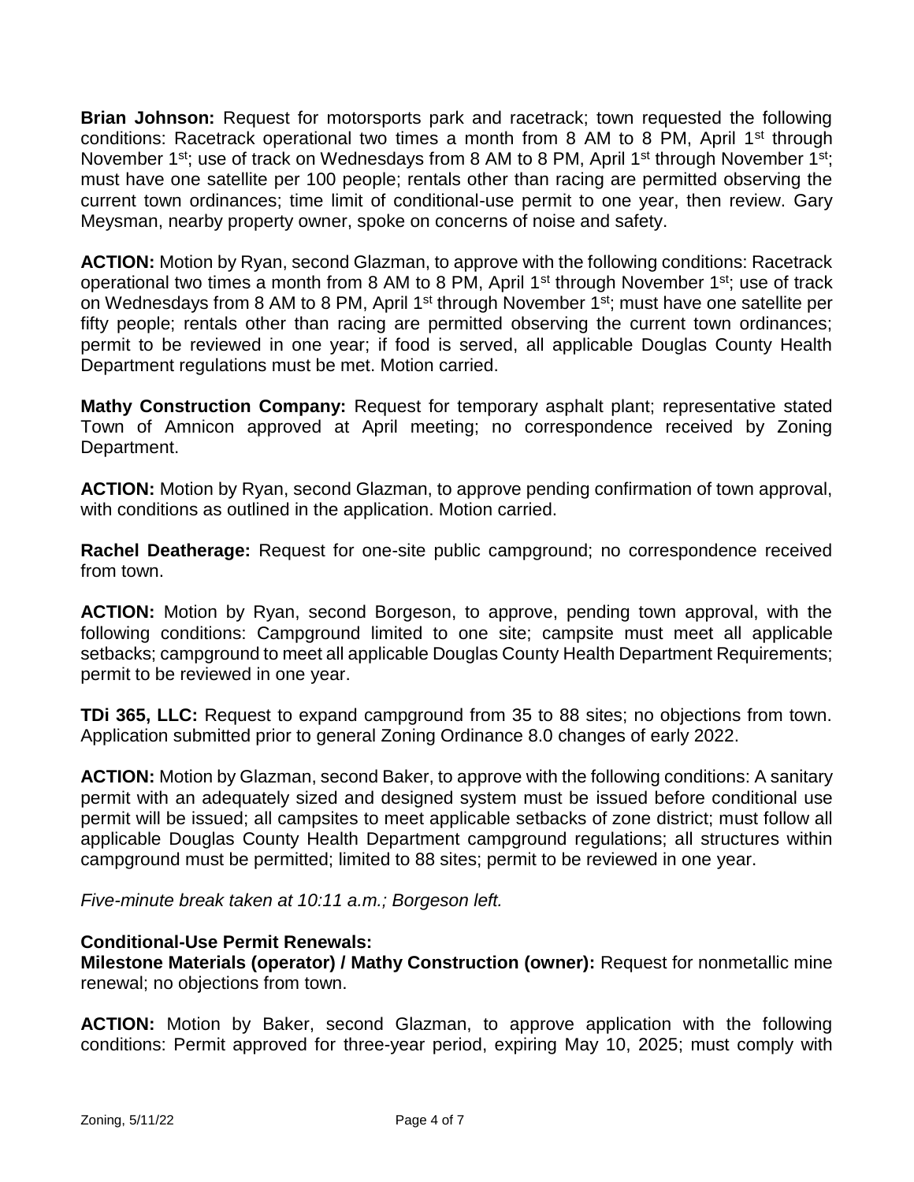**Brian Johnson:** Request for motorsports park and racetrack; town requested the following conditions: Racetrack operational two times a month from 8 AM to 8 PM, April 1st through November 1st; use of track on Wednesdays from 8 AM to 8 PM, April 1st through November 1st; must have one satellite per 100 people; rentals other than racing are permitted observing the current town ordinances; time limit of conditional-use permit to one year, then review. Gary Meysman, nearby property owner, spoke on concerns of noise and safety.

**ACTION:** Motion by Ryan, second Glazman, to approve with the following conditions: Racetrack operational two times a month from 8 AM to 8 PM, April 1st through November 1st; use of track on Wednesdays from 8 AM to 8 PM, April 1st through November 1st; must have one satellite per fifty people; rentals other than racing are permitted observing the current town ordinances; permit to be reviewed in one year; if food is served, all applicable Douglas County Health Department regulations must be met. Motion carried.

**Mathy Construction Company:** Request for temporary asphalt plant; representative stated Town of Amnicon approved at April meeting; no correspondence received by Zoning Department.

**ACTION:** Motion by Ryan, second Glazman, to approve pending confirmation of town approval, with conditions as outlined in the application. Motion carried.

**Rachel Deatherage:** Request for one-site public campground; no correspondence received from town.

**ACTION:** Motion by Ryan, second Borgeson, to approve, pending town approval, with the following conditions: Campground limited to one site; campsite must meet all applicable setbacks; campground to meet all applicable Douglas County Health Department Requirements; permit to be reviewed in one year.

**TDi 365, LLC:** Request to expand campground from 35 to 88 sites; no objections from town. Application submitted prior to general Zoning Ordinance 8.0 changes of early 2022.

**ACTION:** Motion by Glazman, second Baker, to approve with the following conditions: A sanitary permit with an adequately sized and designed system must be issued before conditional use permit will be issued; all campsites to meet applicable setbacks of zone district; must follow all applicable Douglas County Health Department campground regulations; all structures within campground must be permitted; limited to 88 sites; permit to be reviewed in one year.

*Five-minute break taken at 10:11 a.m.; Borgeson left.*

**Conditional-Use Permit Renewals:**

**Milestone Materials (operator) / Mathy Construction (owner):** Request for nonmetallic mine renewal; no objections from town.

**ACTION:** Motion by Baker, second Glazman, to approve application with the following conditions: Permit approved for three-year period, expiring May 10, 2025; must comply with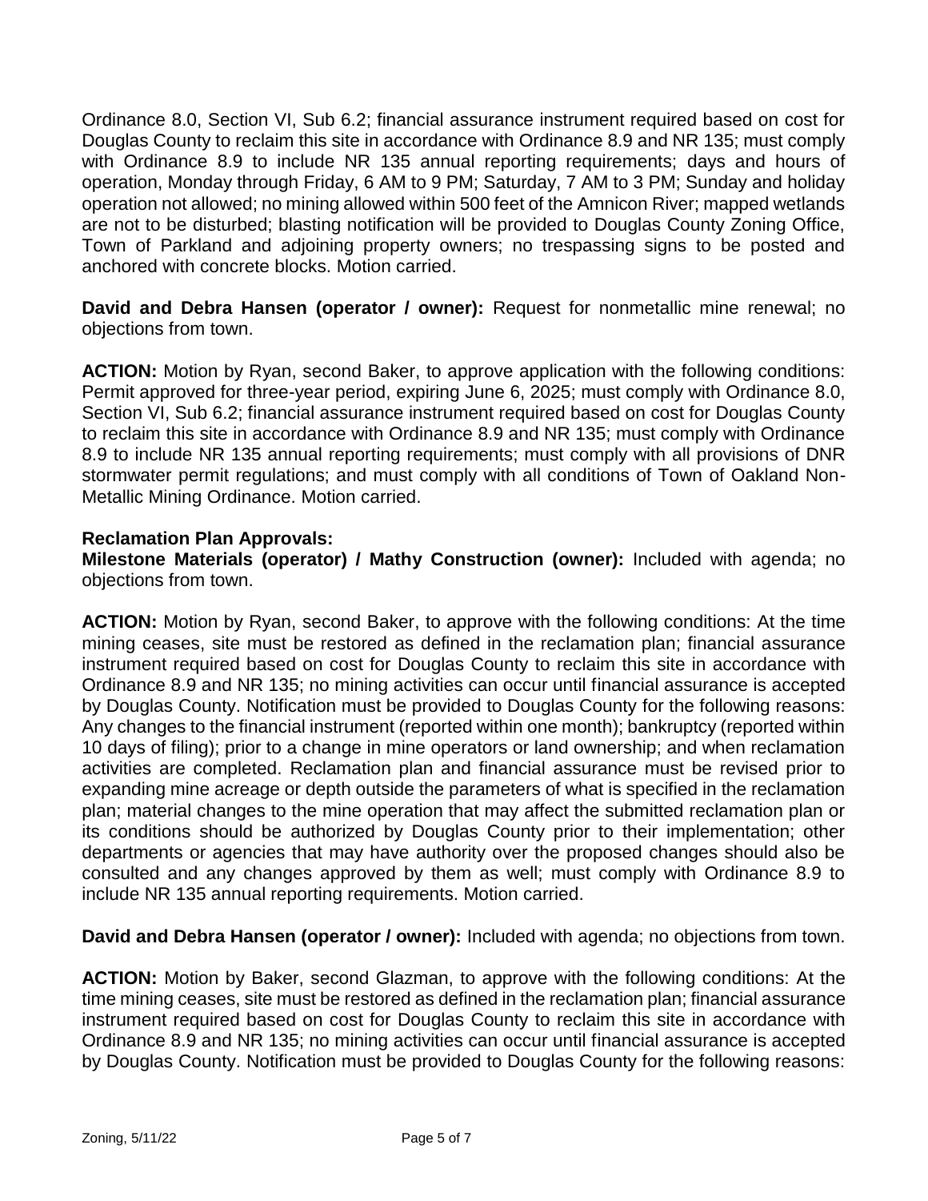Ordinance 8.0, Section VI, Sub 6.2; financial assurance instrument required based on cost for Douglas County to reclaim this site in accordance with Ordinance 8.9 and NR 135; must comply with Ordinance 8.9 to include NR 135 annual reporting requirements; days and hours of operation, Monday through Friday, 6 AM to 9 PM; Saturday, 7 AM to 3 PM; Sunday and holiday operation not allowed; no mining allowed within 500 feet of the Amnicon River; mapped wetlands are not to be disturbed; blasting notification will be provided to Douglas County Zoning Office, Town of Parkland and adjoining property owners; no trespassing signs to be posted and anchored with concrete blocks. Motion carried.

**David and Debra Hansen (operator / owner):** Request for nonmetallic mine renewal; no objections from town.

**ACTION:** Motion by Ryan, second Baker, to approve application with the following conditions: Permit approved for three-year period, expiring June 6, 2025; must comply with Ordinance 8.0, Section VI, Sub 6.2; financial assurance instrument required based on cost for Douglas County to reclaim this site in accordance with Ordinance 8.9 and NR 135; must comply with Ordinance 8.9 to include NR 135 annual reporting requirements; must comply with all provisions of DNR stormwater permit regulations; and must comply with all conditions of Town of Oakland Non-Metallic Mining Ordinance. Motion carried.

**Reclamation Plan Approvals:**

**Milestone Materials (operator) / Mathy Construction (owner):** Included with agenda; no objections from town.

**ACTION:** Motion by Ryan, second Baker, to approve with the following conditions: At the time mining ceases, site must be restored as defined in the reclamation plan; financial assurance instrument required based on cost for Douglas County to reclaim this site in accordance with Ordinance 8.9 and NR 135; no mining activities can occur until financial assurance is accepted by Douglas County. Notification must be provided to Douglas County for the following reasons: Any changes to the financial instrument (reported within one month); bankruptcy (reported within 10 days of filing); prior to a change in mine operators or land ownership; and when reclamation activities are completed. Reclamation plan and financial assurance must be revised prior to expanding mine acreage or depth outside the parameters of what is specified in the reclamation plan; material changes to the mine operation that may affect the submitted reclamation plan or its conditions should be authorized by Douglas County prior to their implementation; other departments or agencies that may have authority over the proposed changes should also be consulted and any changes approved by them as well; must comply with Ordinance 8.9 to include NR 135 annual reporting requirements. Motion carried.

**David and Debra Hansen (operator / owner):** Included with agenda; no objections from town.

**ACTION:** Motion by Baker, second Glazman, to approve with the following conditions: At the time mining ceases, site must be restored as defined in the reclamation plan; financial assurance instrument required based on cost for Douglas County to reclaim this site in accordance with Ordinance 8.9 and NR 135; no mining activities can occur until financial assurance is accepted by Douglas County. Notification must be provided to Douglas County for the following reasons: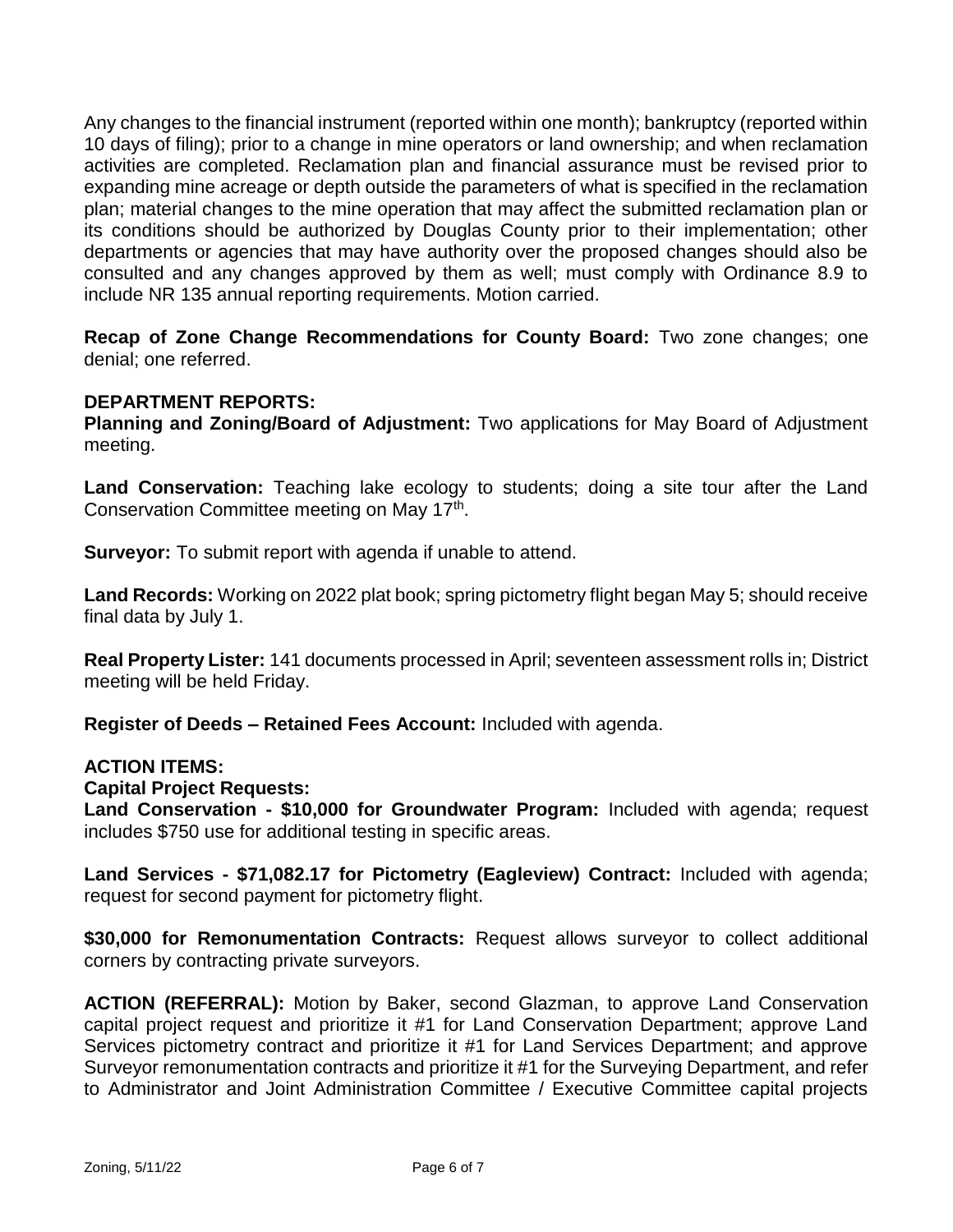Any changes to the financial instrument (reported within one month); bankruptcy (reported within 10 days of filing); prior to a change in mine operators or land ownership; and when reclamation activities are completed. Reclamation plan and financial assurance must be revised prior to expanding mine acreage or depth outside the parameters of what is specified in the reclamation plan; material changes to the mine operation that may affect the submitted reclamation plan or its conditions should be authorized by Douglas County prior to their implementation; other departments or agencies that may have authority over the proposed changes should also be consulted and any changes approved by them as well; must comply with Ordinance 8.9 to include NR 135 annual reporting requirements. Motion carried.

**Recap of Zone Change Recommendations for County Board:** Two zone changes; one denial; one referred.

**DEPARTMENT REPORTS:**

**Planning and Zoning/Board of Adjustment:** Two applications for May Board of Adjustment meeting.

**Land Conservation:** Teaching lake ecology to students; doing a site tour after the Land Conservation Committee meeting on May 17th.

**Surveyor:** To submit report with agenda if unable to attend.

**Land Records:** Working on 2022 plat book; spring pictometry flight began May 5; should receive final data by July 1.

**Real Property Lister:** 141 documents processed in April; seventeen assessment rolls in; District meeting will be held Friday.

**Register of Deeds – Retained Fees Account:** Included with agenda.

**ACTION ITEMS:**

**Capital Project Requests:**

**Land Conservation - $10,000 for Groundwater Program:** Included with agenda; request includes $750 use for additional testing in specific areas.

**Land Services - $71,082.17 for Pictometry (Eagleview) Contract:** Included with agenda; request for second payment for pictometry flight.

**$30,000 for Remonumentation Contracts:** Request allows surveyor to collect additional corners by contracting private surveyors.

**ACTION (REFERRAL):** Motion by Baker, second Glazman, to approve Land Conservation capital project request and prioritize it #1 for Land Conservation Department; approve Land Services pictometry contract and prioritize it #1 for Land Services Department; and approve Surveyor remonumentation contracts and prioritize it #1 for the Surveying Department, and refer to Administrator and Joint Administration Committee / Executive Committee capital projects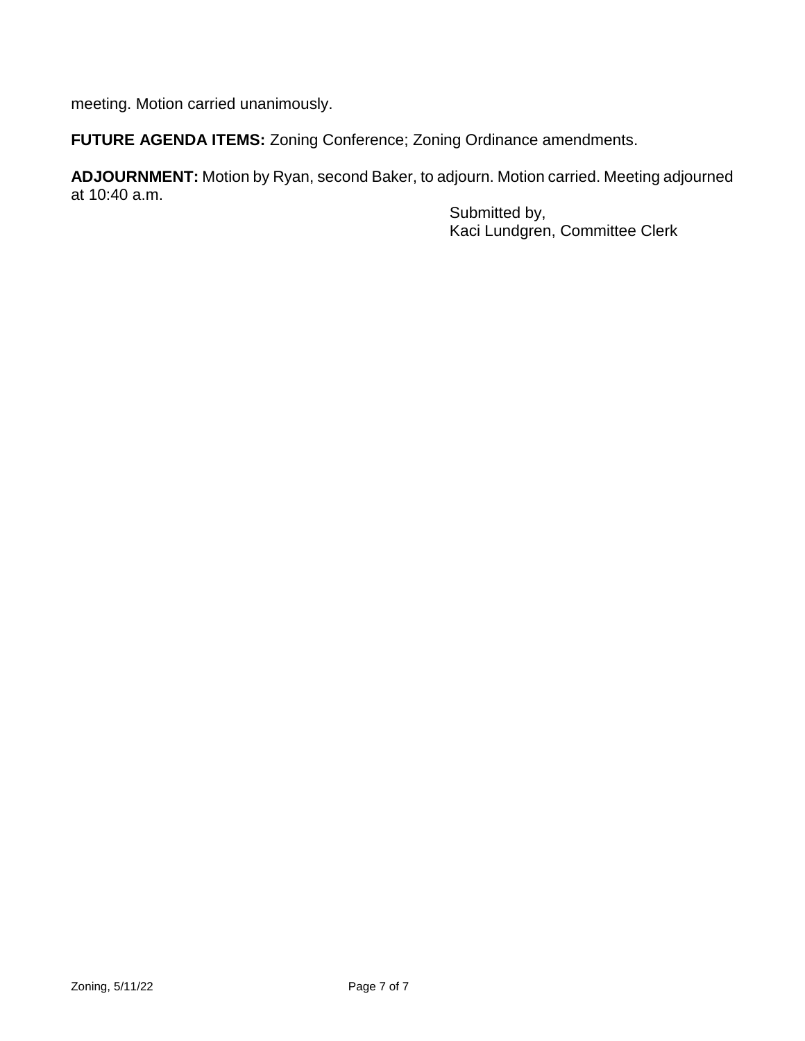meeting. Motion carried unanimously.

**FUTURE AGENDA ITEMS:** Zoning Conference; Zoning Ordinance amendments.

**ADJOURNMENT:** Motion by Ryan, second Baker, to adjourn. Motion carried. Meeting adjourned at 10:40 a.m.

Submitted by,
Kaci Lundgren, Committee Clerk